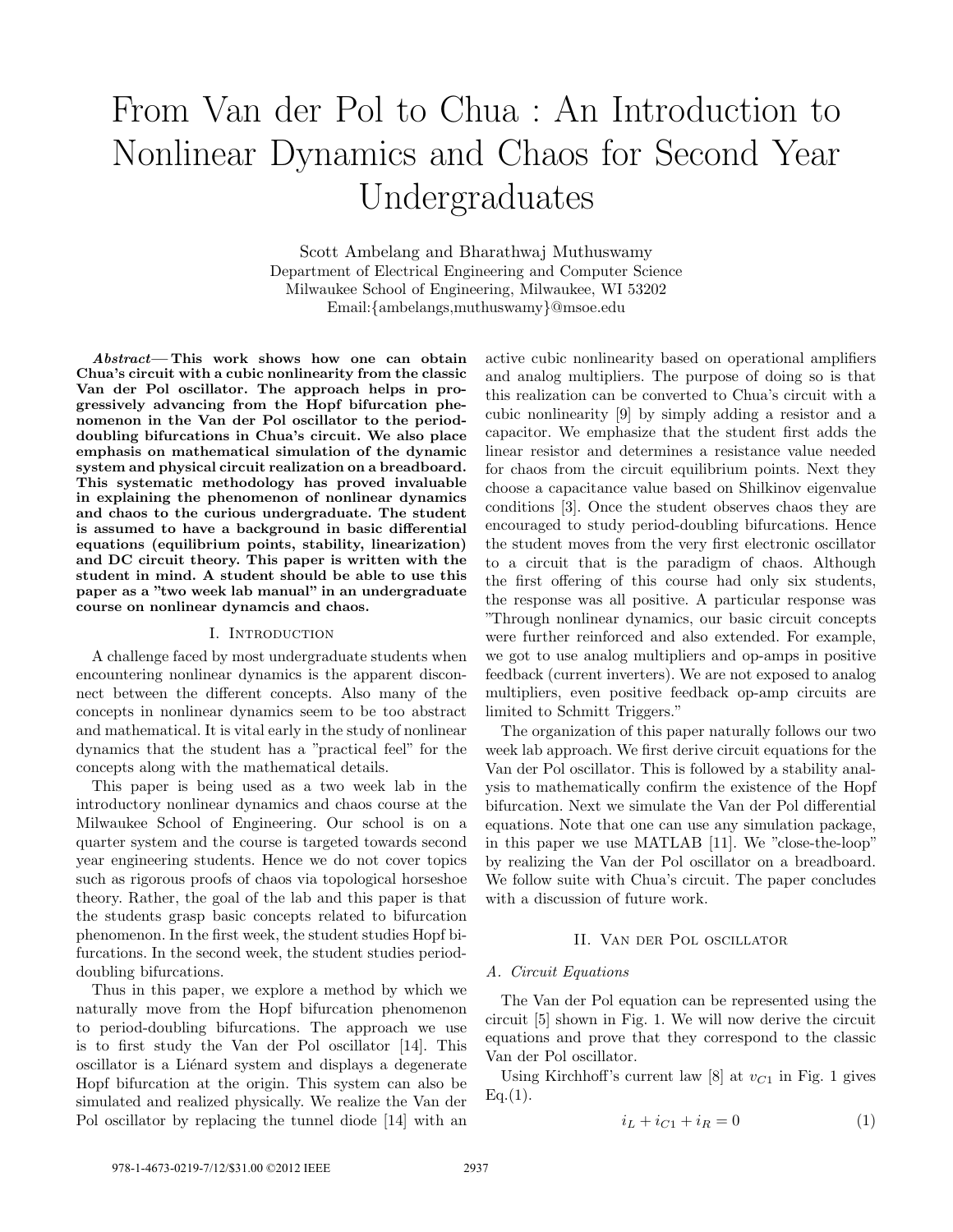# From Van der Pol to Chua : An Introduction to Nonlinear Dynamics and Chaos for Second Year Undergraduates

Scott Ambelang and Bharathwaj Muthuswamy
Department of Electrical Engineering and Computer Science
Milwaukee School of Engineering, Milwaukee, WI 53202
Email:{ambelangs,muthuswamy}@msoe.edu

***Abstract*— This work shows how one can obtain Chua's circuit with a cubic nonlinearity from the classic Van der Pol oscillator. The approach helps in progressively advancing from the Hopf bifurcation phenomenon in the Van der Pol oscillator to the period-doubling bifurcations in Chua's circuit. We also place emphasis on mathematical simulation of the dynamic system and physical circuit realization on a breadboard. This systematic methodology has proved invaluable in explaining the phenomenon of nonlinear dynamics and chaos to the curious undergraduate. The student is assumed to have a background in basic differential equations (equilibrium points, stability, linearization) and DC circuit theory. This paper is written with the student in mind. A student should be able to use this paper as a "two week lab manual" in an undergraduate course on nonlinear dynamcis and chaos.**

## I. Introduction

A challenge faced by most undergraduate students when encountering nonlinear dynamics is the apparent disconnect between the different concepts. Also many of the concepts in nonlinear dynamics seem to be too abstract and mathematical. It is vital early in the study of nonlinear dynamics that the student has a "practical feel" for the concepts along with the mathematical details.

This paper is being used as a two week lab in the introductory nonlinear dynamics and chaos course at the Milwaukee School of Engineering. Our school is on a quarter system and the course is targeted towards second year engineering students. Hence we do not cover topics such as rigorous proofs of chaos via topological horseshoe theory. Rather, the goal of the lab and this paper is that the students grasp basic concepts related to bifurcation phenomenon. In the first week, the student studies Hopf bifurcations. In the second week, the student studies period-doubling bifurcations.

Thus in this paper, we explore a method by which we naturally move from the Hopf bifurcation phenomenon to period-doubling bifurcations. The approach we use is to first study the Van der Pol oscillator [14]. This oscillator is a Liénard system and displays a degenerate Hopf bifurcation at the origin. This system can also be simulated and realized physically. We realize the Van der Pol oscillator by replacing the tunnel diode [14] with an active cubic nonlinearity based on operational amplifiers and analog multipliers. The purpose of doing so is that this realization can be converted to Chua's circuit with a cubic nonlinearity [9] by simply adding a resistor and a capacitor. We emphasize that the student first adds the linear resistor and determines a resistance value needed for chaos from the circuit equilibrium points. Next they choose a capacitance value based on Shilkinov eigenvalue conditions [3]. Once the student observes chaos they are encouraged to study period-doubling bifurcations. Hence the student moves from the very first electronic oscillator to a circuit that is the paradigm of chaos. Although the first offering of this course had only six students, the response was all positive. A particular response was "Through nonlinear dynamics, our basic circuit concepts were further reinforced and also extended. For example, we got to use analog multipliers and op-amps in positive feedback (current inverters). We are not exposed to analog multipliers, even positive feedback op-amp circuits are limited to Schmitt Triggers."

The organization of this paper naturally follows our two week lab approach. We first derive circuit equations for the Van der Pol oscillator. This is followed by a stability analysis to mathematically confirm the existence of the Hopf bifurcation. Next we simulate the Van der Pol differential equations. Note that one can use any simulation package, in this paper we use MATLAB [11]. We "close-the-loop" by realizing the Van der Pol oscillator on a breadboard. We follow suite with Chua's circuit. The paper concludes with a discussion of future work.

## II. Van der Pol oscillator

### A. Circuit Equations

The Van der Pol equation can be represented using the circuit [5] shown in Fig. 1. We will now derive the circuit equations and prove that they correspond to the classic Van der Pol oscillator.

Using Kirchhoff's current law [8] at $v_{C1}$ in Fig. 1 gives Eq.(1).

$$i_L + i_{C1} + i_R = 0 \tag{1}$$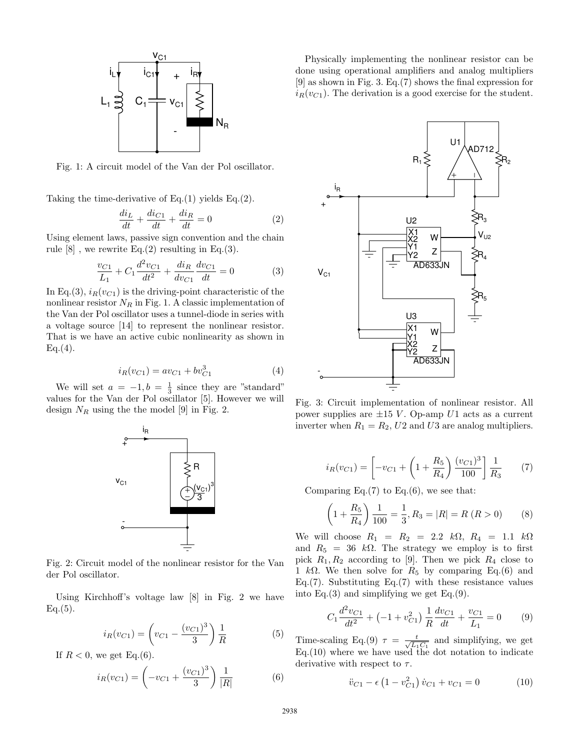Fig. 1: A circuit model of the Van der Pol oscillator.

Taking the time-derivative of Eq.(1) yields Eq.(2).

$$\frac{di_L}{dt} + \frac{di_{C1}}{dt} + \frac{di_R}{dt} = 0 \tag{2}$$

Using element laws, passive sign convention and the chain rule [8] , we rewrite Eq.(2) resulting in Eq.(3).

$$\frac{v_{C1}}{L_1} + C_1\frac{d^2 v_{C1}}{dt^2} + \frac{di_R}{dv_{C1}}\frac{dv_{C1}}{dt} = 0 \tag{3}$$

In Eq.(3), $i_R(v_{C1})$ is the driving-point characteristic of the nonlinear resistor $N_R$ in Fig. 1. A classic implementation of the Van der Pol oscillator uses a tunnel-diode in series with a voltage source [14] to represent the nonlinear resistor. That is we have an active cubic nonlinearity as shown in Eq.(4).

$$i_R(v_{C1}) = av_{C1} + bv_{C1}^3 \tag{4}$$

We will set $a = -1, b = \frac{1}{3}$ since they are "standard" values for the Van der Pol oscillator [5]. However we will design $N_R$ using the the model [9] in Fig. 2.

Fig. 2: Circuit model of the nonlinear resistor for the Van der Pol oscillator.

Using Kirchhoff's voltage law [8] in Fig. 2 we have Eq.(5).

$$i_R(v_{C1}) = \left(v_{C1} - \frac{(v_{C1})^3}{3}\right)\frac{1}{R} \tag{5}$$

If $R < 0$, we get Eq.(6).

$$i_R(v_{C1}) = \left(-v_{C1} + \frac{(v_{C1})^3}{3}\right)\frac{1}{|R|} \tag{6}$$

Physically implementing the nonlinear resistor can be done using operational amplifiers and analog multipliers [9] as shown in Fig. 3. Eq.(7) shows the final expression for $i_R(v_{C1})$. The derivation is a good exercise for the student.

Fig. 3: Circuit implementation of nonlinear resistor. All power supplies are $\pm 15\ V$. Op-amp $U1$ acts as a current inverter when $R_1 = R_2$, $U2$ and $U3$ are analog multipliers.

$$i_R(v_{C1}) = \left[-v_{C1} + \left(1 + \frac{R_5}{R_4}\right)\frac{(v_{C1})^3}{100}\right]\frac{1}{R_3} \tag{7}$$

Comparing Eq.(7) to Eq.(6), we see that:

$$\left(1 + \frac{R_5}{R_4}\right)\frac{1}{100} = \frac{1}{3}, R_3 = |R| = R\ (R > 0) \tag{8}$$

We will choose $R_1 = R_2 = 2.2\ k\Omega$, $R_4 = 1.1\ k\Omega$ and $R_5 = 36\ k\Omega$. The strategy we employ is to first pick $R_1, R_2$ according to [9]. Then we pick $R_4$ close to $1\ k\Omega$. We then solve for $R_5$ by comparing Eq.(6) and Eq.(7). Substituting Eq.(7) with these resistance values into Eq.(3) and simplifying we get Eq.(9).

$$C_1\frac{d^2 v_{C1}}{dt^2} + \left(-1 + v_{C1}^2\right)\frac{1}{R}\frac{dv_{C1}}{dt} + \frac{v_{C1}}{L_1} = 0 \tag{9}$$

Time-scaling Eq.(9) $\tau = \frac{t}{\sqrt{L_1 C_1}}$ and simplifying, we get Eq.(10) where we have used the dot notation to indicate derivative with respect to $\tau$.

$$\ddot{v}_{C1} - \epsilon\left(1 - v_{C1}^2\right)\dot{v}_{C1} + v_{C1} = 0 \tag{10}$$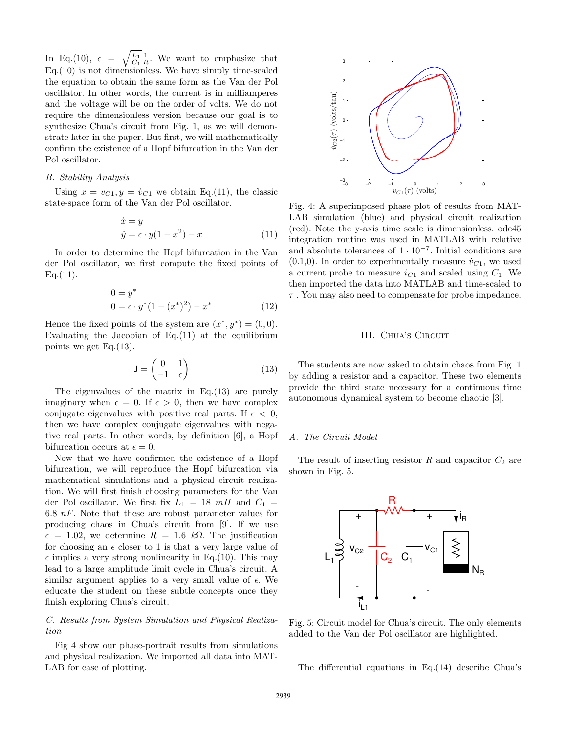In Eq.(10), $\epsilon = \sqrt{\frac{L_1}{C_1}}\frac{1}{R}$. We want to emphasize that Eq.(10) is not dimensionless. We have simply time-scaled the equation to obtain the same form as the Van der Pol oscillator. In other words, the current is in milliamperes and the voltage will be on the order of volts. We do not require the dimensionless version because our goal is to synthesize Chua's circuit from Fig. 1, as we will demonstrate later in the paper. But first, we will mathematically confirm the existence of a Hopf bifurcation in the Van der Pol oscillator.

### B. Stability Analysis

Using $x = v_{C1}, y = \dot{v}_{C1}$ we obtain Eq.(11), the classic state-space form of the Van der Pol oscillator.

$$
\begin{aligned}
\dot{x} &= y \\
\dot{y} &= \epsilon \cdot y(1 - x^2) - x
\end{aligned} \tag{11}
$$

In order to determine the Hopf bifurcation in the Van der Pol oscillator, we first compute the fixed points of Eq.(11).

$$
\begin{aligned}
0 &= y^* \\
0 &= \epsilon \cdot y^*(1 - (x^*)^2) - x^*
\end{aligned} \tag{12}
$$

Hence the fixed points of the system are $(x^*, y^*) = (0, 0)$. Evaluating the Jacobian of Eq.(11) at the equilibrium points we get Eq.(13).

$$
\mathsf{J} = \begin{pmatrix} 0 & 1 \\ -1 & \epsilon \end{pmatrix} \tag{13}
$$

The eigenvalues of the matrix in Eq.(13) are purely imaginary when $\epsilon = 0$. If $\epsilon > 0$, then we have complex conjugate eigenvalues with positive real parts. If $\epsilon < 0$, then we have complex conjugate eigenvalues with negative real parts. In other words, by definition [6], a Hopf bifurcation occurs at $\epsilon = 0$.

Now that we have confirmed the existence of a Hopf bifurcation, we will reproduce the Hopf bifurcation via mathematical simulations and a physical circuit realization. We will first finish choosing parameters for the Van der Pol oscillator. We first fix $L_1 = 18\ mH$ and $C_1 = 6.8\ nF$. Note that these are robust parameter values for producing chaos in Chua's circuit from [9]. If we use $\epsilon = 1.02$, we determine $R = 1.6\ k\Omega$. The justification for choosing an $\epsilon$ closer to 1 is that a very large value of $\epsilon$ implies a very strong nonlinearity in Eq.(10). This may lead to a large amplitude limit cycle in Chua's circuit. A similar argument applies to a very small value of $\epsilon$. We educate the student on these subtle concepts once they finish exploring Chua's circuit.

### C. Results from System Simulation and Physical Realization

Fig 4 show our phase-portrait results from simulations and physical realization. We imported all data into MATLAB for ease of plotting.

Fig. 4: A superimposed phase plot of results from MATLAB simulation (blue) and physical circuit realization (red). Note the y-axis time scale is dimensionless. ode45 integration routine was used in MATLAB with relative and absolute tolerances of $1 \cdot 10^{-7}$. Initial conditions are (0.1,0). In order to experimentally measure $\dot{v}_{C1}$, we used a current probe to measure $i_{C1}$ and scaled using $C_1$. We then imported the data into MATLAB and time-scaled to $\tau$ . You may also need to compensate for probe impedance.

## III. Chua's Circuit

The students are now asked to obtain chaos from Fig. 1 by adding a resistor and a capacitor. These two elements provide the third state necessary for a continuous time autonomous dynamical system to become chaotic [3].

### A. The Circuit Model

The result of inserting resistor $R$ and capacitor $C_2$ are shown in Fig. 5.

Fig. 5: Circuit model for Chua's circuit. The only elements added to the Van der Pol oscillator are highlighted.

The differential equations in Eq.(14) describe Chua's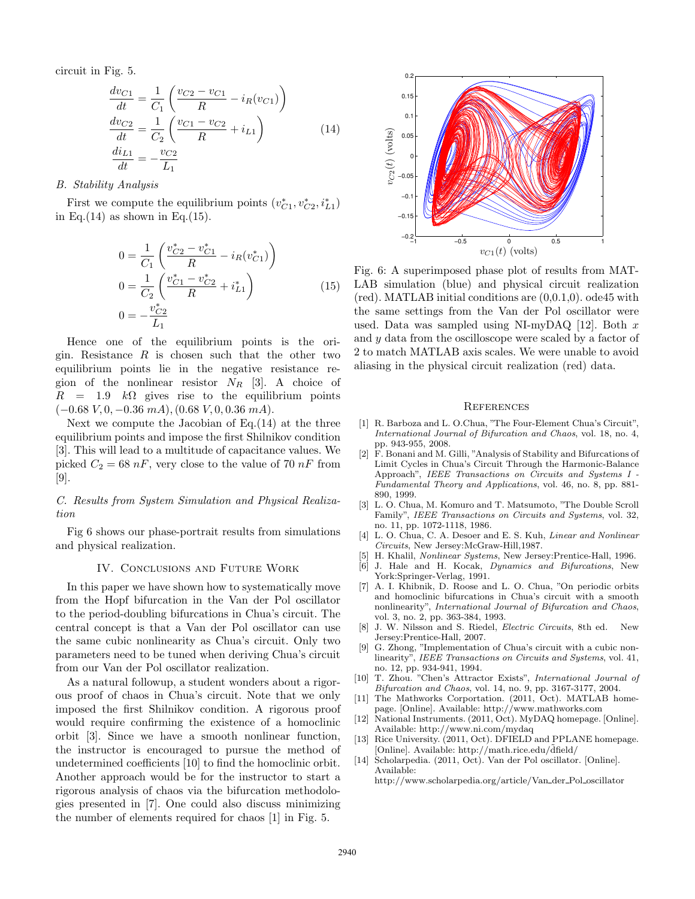circuit in Fig. 5.

$$
\begin{aligned}
\frac{dv_{C1}}{dt} &= \frac{1}{C_1}\left(\frac{v_{C2}-v_{C1}}{R} - i_R(v_{C1})\right)\\
\frac{dv_{C2}}{dt} &= \frac{1}{C_2}\left(\frac{v_{C1}-v_{C2}}{R} + i_{L1}\right)\\
\frac{di_{L1}}{dt} &= -\frac{v_{C2}}{L_1}
\end{aligned}
\tag{14}
$$

### B. Stability Analysis

First we compute the equilibrium points $(v_{C1}^*, v_{C2}^*, i_{L1}^*)$ in Eq.(14) as shown in Eq.(15).

$$
\begin{aligned}
0 &= \frac{1}{C_1}\left(\frac{v_{C2}^*-v_{C1}^*}{R} - i_R(v_{C1}^*)\right)\\
0 &= \frac{1}{C_2}\left(\frac{v_{C1}^*-v_{C2}^*}{R} + i_{L1}^*\right)\\
0 &= -\frac{v_{C2}^*}{L_1}
\end{aligned}
\tag{15}
$$

Hence one of the equilibrium points is the origin. Resistance $R$ is chosen such that the other two equilibrium points lie in the negative resistance region of the nonlinear resistor $N_R$ [3]. A choice of $R = 1.9\ k\Omega$ gives rise to the equilibrium points $(-0.68\ V, 0, -0.36\ mA), (0.68\ V, 0, 0.36\ mA)$.

Next we compute the Jacobian of Eq.(14) at the three equilibrium points and impose the first Shilnikov condition [3]. This will lead to a multitude of capacitance values. We picked $C_2 = 68\ nF$, very close to the value of $70\ nF$ from [9].

### C. Results from System Simulation and Physical Realization

Fig 6 shows our phase-portrait results from simulations and physical realization.

## IV. Conclusions and Future Work

In this paper we have shown how to systematically move from the Hopf bifurcation in the Van der Pol oscillator to the period-doubling bifurcations in Chua's circuit. The central concept is that a Van der Pol oscillator can use the same cubic nonlinearity as Chua's circuit. Only two parameters need to be tuned when deriving Chua's circuit from our Van der Pol oscillator realization.

As a natural followup, a student wonders about a rigorous proof of chaos in Chua's circuit. Note that we only imposed the first Shilnikov condition. A rigorous proof would require confirming the existence of a homoclinic orbit [3]. Since we have a smooth nonlinear function, the instructor is encouraged to pursue the method of undetermined coefficients [10] to find the homoclinic orbit. Another approach would be for the instructor to start a rigorous analysis of chaos via the bifurcation methodologies presented in [7]. One could also discuss minimizing the number of elements required for chaos [1] in Fig. 5.

0.2
0.15
0.1
0.05
0
−0.05
−0.1
−0.15
−0.2
$v_{C2}(t)$ (volts)
−1
−0.5
0
0.5
1
$v_{C1}(t)$ (volts)

Fig. 6: A superimposed phase plot of results from MATLAB simulation (blue) and physical circuit realization (red). MATLAB initial conditions are (0,0.1,0). ode45 with the same settings from the Van der Pol oscillator were used. Data was sampled using NI-myDAQ [12]. Both $x$ and $y$ data from the oscilloscope were scaled by a factor of 2 to match MATLAB axis scales. We were unable to avoid aliasing in the physical circuit realization (red) data.

## References

[1] R. Barboza and L. O.Chua, "The Four-Element Chua's Circuit", *International Journal of Bifurcation and Chaos*, vol. 18, no. 4, pp. 943-955, 2008.

[2] F. Bonani and M. Gilli, "Analysis of Stability and Bifurcations of Limit Cycles in Chua's Circuit Through the Harmonic-Balance Approach", *IEEE Transactions on Circuits and Systems I - Fundamental Theory and Applications*, vol. 46, no. 8, pp. 881-890, 1999.

[3] L. O. Chua, M. Komuro and T. Matsumoto, "The Double Scroll Family", *IEEE Transactions on Circuits and Systems*, vol. 32, no. 11, pp. 1072-1118, 1986.

[4] L. O. Chua, C. A. Desoer and E. S. Kuh, *Linear and Nonlinear Circuits*, New Jersey:McGraw-Hill,1987.

[5] H. Khalil, *Nonlinear Systems*, New Jersey:Prentice-Hall, 1996.

[6] J. Hale and H. Kocak, *Dynamics and Bifurcations*, New York:Springer-Verlag, 1991.

[7] A. I. Khibnik, D. Roose and L. O. Chua, "On periodic orbits and homoclinic bifurcations in Chua's circuit with a smooth nonlinearity", *International Journal of Bifurcation and Chaos*, vol. 3, no. 2, pp. 363-384, 1993.

[8] J. W. Nilsson and S. Riedel, *Electric Circuits*, 8th ed. New Jersey:Prentice-Hall, 2007.

[9] G. Zhong, "Implementation of Chua's circuit with a cubic nonlinearity", *IEEE Transactions on Circuits and Systems*, vol. 41, no. 12, pp. 934-941, 1994.

[10] T. Zhou. "Chen's Attractor Exists", *International Journal of Bifurcation and Chaos*, vol. 14, no. 9, pp. 3167-3177, 2004.

[11] The Mathworks Corportation. (2011, Oct). MATLAB homepage. [Online]. Available: http://www.mathworks.com

[12] National Instruments. (2011, Oct). MyDAQ homepage. [Online]. Available: http://www.ni.com/mydaq

[13] Rice University. (2011, Oct). DFIELD and PPLANE homepage. [Online]. Available: http://math.rice.edu/d̃field/

[14] Scholarpedia. (2011, Oct). Van der Pol oscillator. [Online]. Available: http://www.scholarpedia.org/article/Van_der_Pol_oscillator